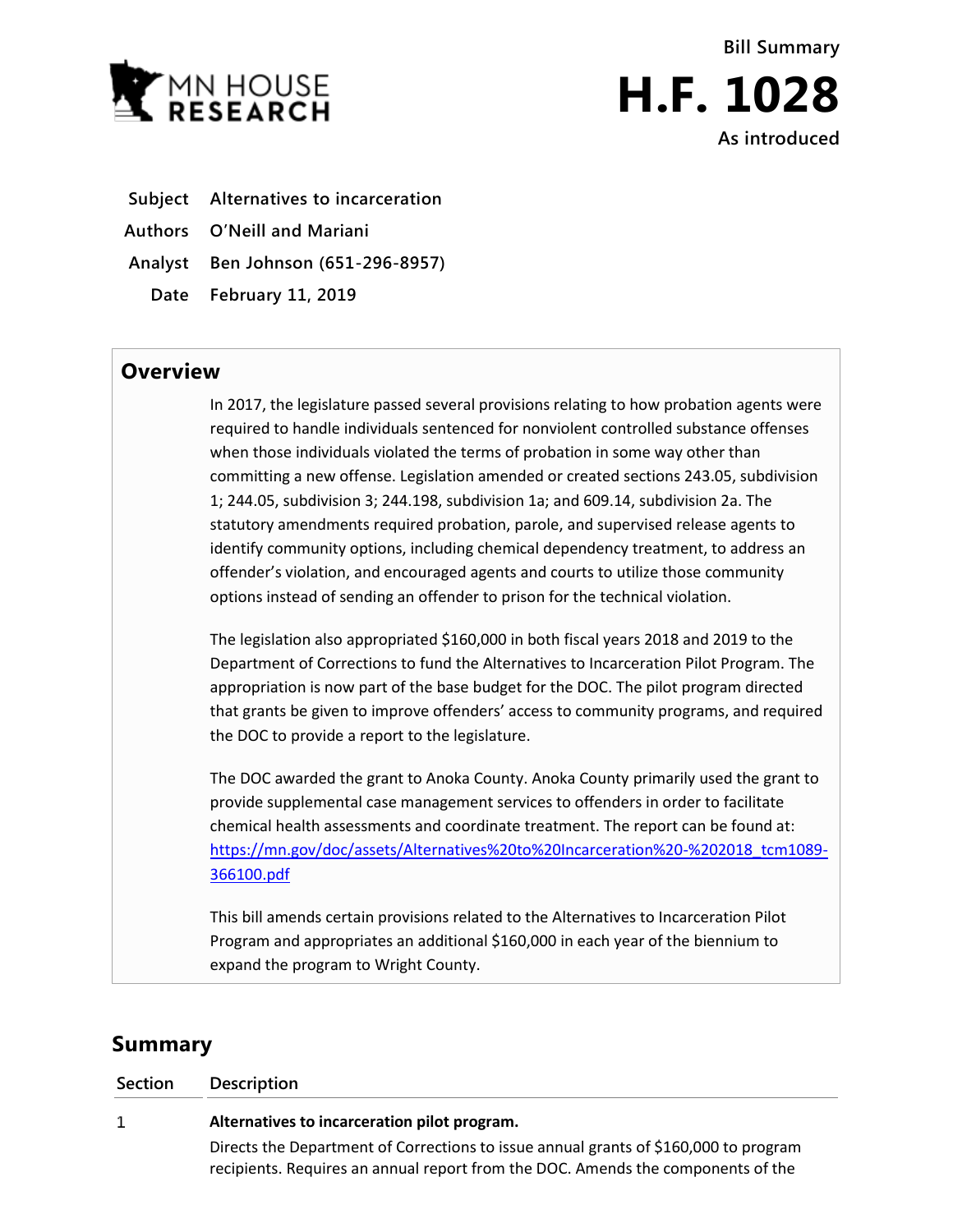MN HOUSE RESEARCH

Bill Summary

# H.F. 1028

As introduced

**Subject** Alternatives to incarceration

**Authors** O'Neill and Mariani

**Analyst** Ben Johnson (651-296-8957)

**Date** February 11, 2019

## Overview

In 2017, the legislature passed several provisions relating to how probation agents were required to handle individuals sentenced for nonviolent controlled substance offenses when those individuals violated the terms of probation in some way other than committing a new offense. Legislation amended or created sections 243.05, subdivision 1; 244.05, subdivision 3; 244.198, subdivision 1a; and 609.14, subdivision 2a. The statutory amendments required probation, parole, and supervised release agents to identify community options, including chemical dependency treatment, to address an offender's violation, and encouraged agents and courts to utilize those community options instead of sending an offender to prison for the technical violation.

The legislation also appropriated $160,000 in both fiscal years 2018 and 2019 to the Department of Corrections to fund the Alternatives to Incarceration Pilot Program. The appropriation is now part of the base budget for the DOC. The pilot program directed that grants be given to improve offenders' access to community programs, and required the DOC to provide a report to the legislature.

The DOC awarded the grant to Anoka County. Anoka County primarily used the grant to provide supplemental case management services to offenders in order to facilitate chemical health assessments and coordinate treatment. The report can be found at: https://mn.gov/doc/assets/Alternatives%20to%20Incarceration%20-%202018_tcm1089-366100.pdf

This bill amends certain provisions related to the Alternatives to Incarceration Pilot Program and appropriates an additional $160,000 in each year of the biennium to expand the program to Wright County.

## Summary

| Section | Description |
|---|---|
| 1 | **Alternatives to incarceration pilot program.** Directs the Department of Corrections to issue annual grants of $160,000 to program recipients. Requires an annual report from the DOC. Amends the components of the |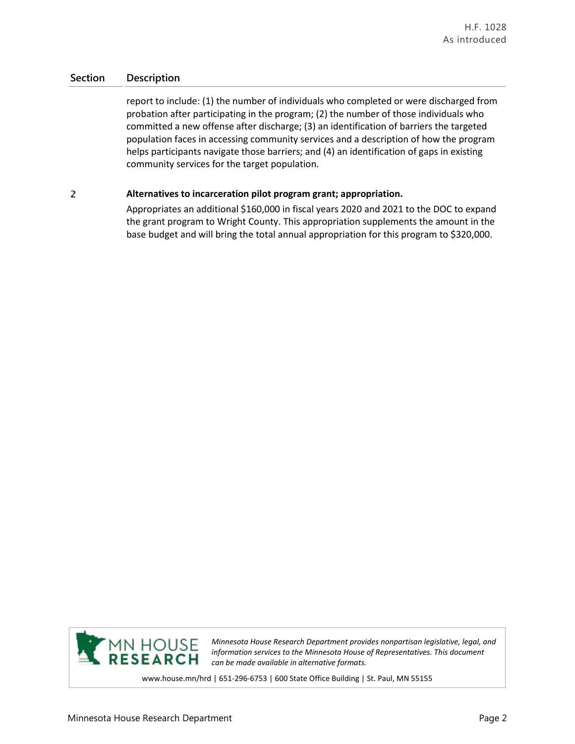| Section | Description |
|---|---|
| | report to include: (1) the number of individuals who completed or were discharged from probation after participating in the program; (2) the number of those individuals who committed a new offense after discharge; (3) an identification of barriers the targeted population faces in accessing community services and a description of how the program helps participants navigate those barriers; and (4) an identification of gaps in existing community services for the target population. |
| 2 | **Alternatives to incarceration pilot program grant; appropriation.** Appropriates an additional $160,000 in fiscal years 2020 and 2021 to the DOC to expand the grant program to Wright County. This appropriation supplements the amount in the base budget and will bring the total annual appropriation for this program to $320,000. |

MN HOUSE RESEARCH

*Minnesota House Research Department provides nonpartisan legislative, legal, and information services to the Minnesota House of Representatives. This document can be made available in alternative formats.*

www.house.mn/hrd | 651-296-6753 | 600 State Office Building | St. Paul, MN 55155